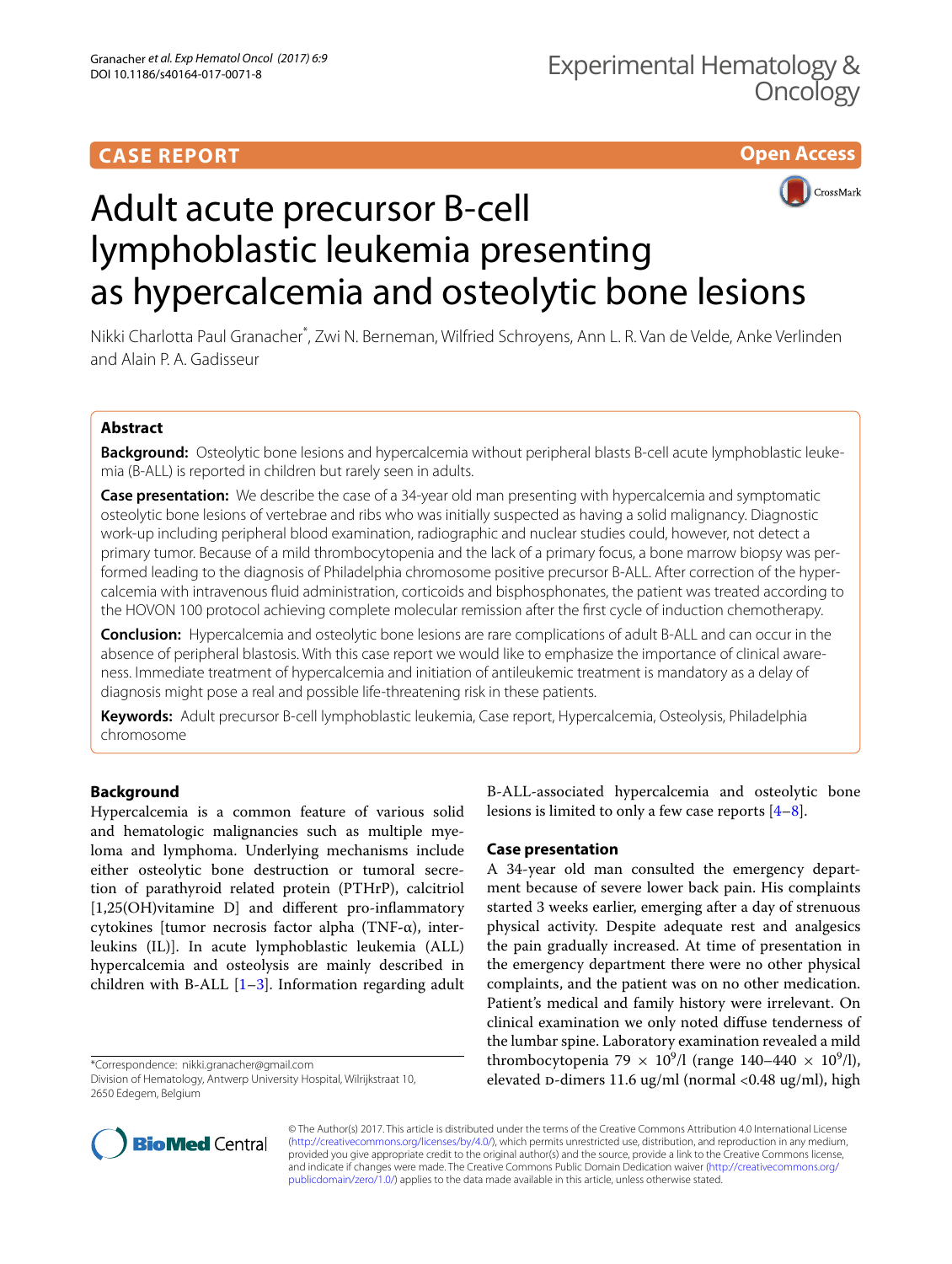CASE REPORT

Open Access

# Adult acute precursor B-cell lymphoblastic leukemia presenting as hypercalcemia and osteolytic bone lesions

Nikki Charlotta Paul Granacher*, Zwi N. Berneman, Wilfried Schroyens, Ann L. R. Van de Velde, Anke Verlinden and Alain P. A. Gadisseur

## Abstract

**Background:** Osteolytic bone lesions and hypercalcemia without peripheral blasts B-cell acute lymphoblastic leukemia (B-ALL) is reported in children but rarely seen in adults.

**Case presentation:** We describe the case of a 34-year old man presenting with hypercalcemia and symptomatic osteolytic bone lesions of vertebrae and ribs who was initially suspected as having a solid malignancy. Diagnostic work-up including peripheral blood examination, radiographic and nuclear studies could, however, not detect a primary tumor. Because of a mild thrombocytopenia and the lack of a primary focus, a bone marrow biopsy was performed leading to the diagnosis of Philadelphia chromosome positive precursor B-ALL. After correction of the hypercalcemia with intravenous fluid administration, corticoids and bisphosphonates, the patient was treated according to the HOVON 100 protocol achieving complete molecular remission after the first cycle of induction chemotherapy.

**Conclusion:** Hypercalcemia and osteolytic bone lesions are rare complications of adult B-ALL and can occur in the absence of peripheral blastosis. With this case report we would like to emphasize the importance of clinical awareness. Immediate treatment of hypercalcemia and initiation of antileukemic treatment is mandatory as a delay of diagnosis might pose a real and possible life-threatening risk in these patients.

**Keywords:** Adult precursor B-cell lymphoblastic leukemia, Case report, Hypercalcemia, Osteolysis, Philadelphia chromosome

## Background

Hypercalcemia is a common feature of various solid and hematologic malignancies such as multiple myeloma and lymphoma. Underlying mechanisms include either osteolytic bone destruction or tumoral secretion of parathyroid related protein (PTHrP), calcitriol [1,25(OH)vitamine D] and different pro-inflammatory cytokines [tumor necrosis factor alpha (TNF-α), interleukins (IL)]. In acute lymphoblastic leukemia (ALL) hypercalcemia and osteolysis are mainly described in children with B-ALL [1–3]. Information regarding adult B-ALL-associated hypercalcemia and osteolytic bone lesions is limited to only a few case reports [4–8].

## Case presentation

A 34-year old man consulted the emergency department because of severe lower back pain. His complaints started 3 weeks earlier, emerging after a day of strenuous physical activity. Despite adequate rest and analgesics the pain gradually increased. At time of presentation in the emergency department there were no other physical complaints, and the patient was on no other medication. Patient's medical and family history were irrelevant. On clinical examination we only noted diffuse tenderness of the lumbar spine. Laboratory examination revealed a mild thrombocytopenia 79 × $10^9$/l (range 140–440 × $10^9$/l), elevated D-dimers 11.6 ug/ml (normal <0.48 ug/ml), high

*Correspondence: nikki.granacher@gmail.com
Division of Hematology, Antwerp University Hospital, Wilrijkstraat 10, 2650 Edegem, Belgium

© The Author(s) 2017. This article is distributed under the terms of the Creative Commons Attribution 4.0 International License (http://creativecommons.org/licenses/by/4.0/), which permits unrestricted use, distribution, and reproduction in any medium, provided you give appropriate credit to the original author(s) and the source, provide a link to the Creative Commons license, and indicate if changes were made. The Creative Commons Public Domain Dedication waiver (http://creativecommons.org/publicdomain/zero/1.0/) applies to the data made available in this article, unless otherwise stated.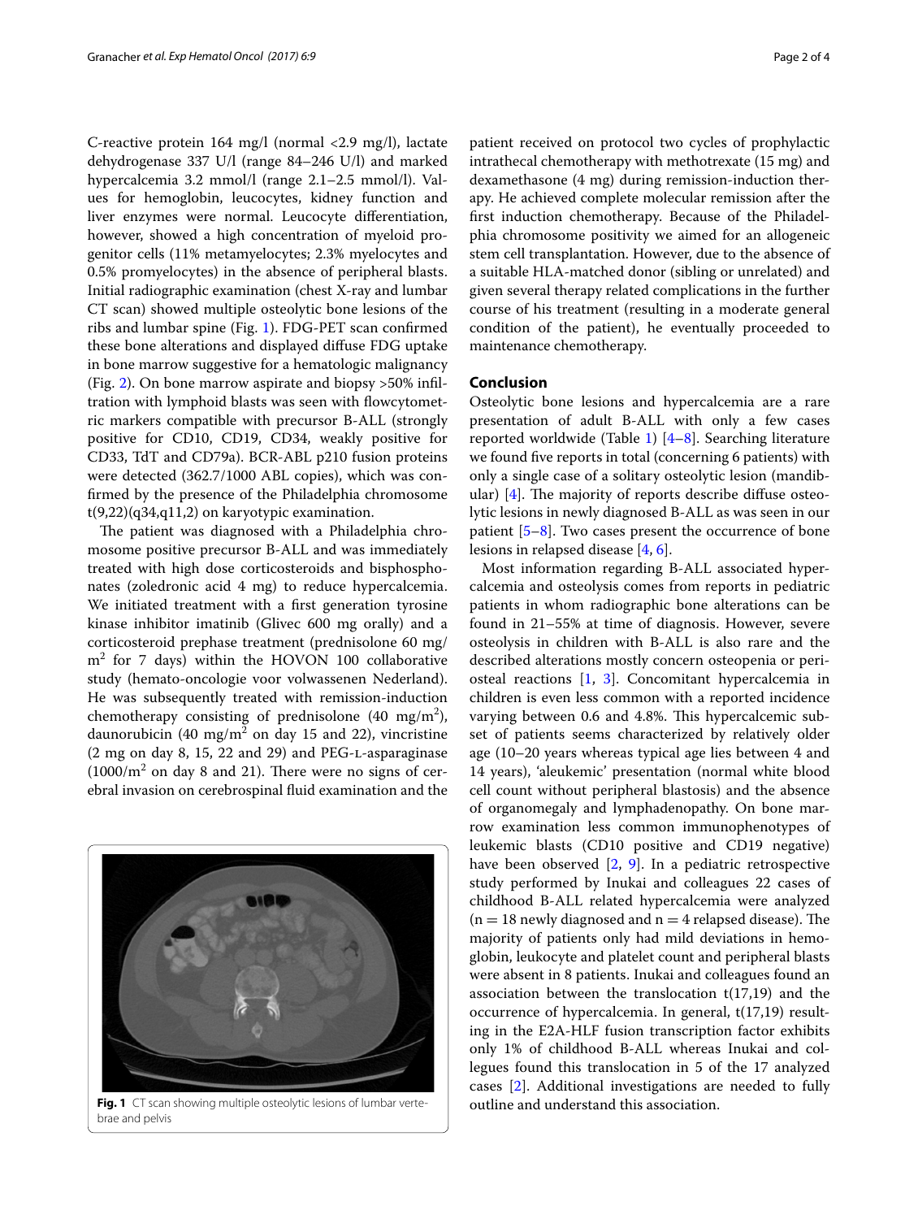C-reactive protein 164 mg/l (normal <2.9 mg/l), lactate dehydrogenase 337 U/l (range 84–246 U/l) and marked hypercalcemia 3.2 mmol/l (range 2.1–2.5 mmol/l). Values for hemoglobin, leucocytes, kidney function and liver enzymes were normal. Leucocyte differentiation, however, showed a high concentration of myeloid progenitor cells (11% metamyelocytes; 2.3% myelocytes and 0.5% promyelocytes) in the absence of peripheral blasts. Initial radiographic examination (chest X-ray and lumbar CT scan) showed multiple osteolytic bone lesions of the ribs and lumbar spine (Fig. 1). FDG-PET scan confirmed these bone alterations and displayed diffuse FDG uptake in bone marrow suggestive for a hematologic malignancy (Fig. 2). On bone marrow aspirate and biopsy >50% infiltration with lymphoid blasts was seen with flowcytometric markers compatible with precursor B-ALL (strongly positive for CD10, CD19, CD34, weakly positive for CD33, TdT and CD79a). BCR-ABL p210 fusion proteins were detected (362.7/1000 ABL copies), which was confirmed by the presence of the Philadelphia chromosome t(9,22)(q34,q11,2) on karyotypic examination.

The patient was diagnosed with a Philadelphia chromosome positive precursor B-ALL and was immediately treated with high dose corticosteroids and bisphosphonates (zoledronic acid 4 mg) to reduce hypercalcemia. We initiated treatment with a first generation tyrosine kinase inhibitor imatinib (Glivec 600 mg orally) and a corticosteroid prephase treatment (prednisolone 60 mg/m$^2$ for 7 days) within the HOVON 100 collaborative study (hemato-oncologie voor volwassenen Nederland). He was subsequently treated with remission-induction chemotherapy consisting of prednisolone (40 mg/m$^2$), daunorubicin (40 mg/m$^2$ on day 15 and 22), vincristine (2 mg on day 8, 15, 22 and 29) and PEG-L-asparaginase (1000/m$^2$ on day 8 and 21). There were no signs of cerebral invasion on cerebrospinal fluid examination and the patient received on protocol two cycles of prophylactic intrathecal chemotherapy with methotrexate (15 mg) and dexamethasone (4 mg) during remission-induction therapy. He achieved complete molecular remission after the first induction chemotherapy. Because of the Philadelphia chromosome positivity we aimed for an allogeneic stem cell transplantation. However, due to the absence of a suitable HLA-matched donor (sibling or unrelated) and given several therapy related complications in the further course of his treatment (resulting in a moderate general condition of the patient), he eventually proceeded to maintenance chemotherapy.

**Fig. 1** CT scan showing multiple osteolytic lesions of lumbar vertebrae and pelvis

## Conclusion

Osteolytic bone lesions and hypercalcemia are a rare presentation of adult B-ALL with only a few cases reported worldwide (Table 1) [4–8]. Searching literature we found five reports in total (concerning 6 patients) with only a single case of a solitary osteolytic lesion (mandibular) [4]. The majority of reports describe diffuse osteolytic lesions in newly diagnosed B-ALL as was seen in our patient [5–8]. Two cases present the occurrence of bone lesions in relapsed disease [4, 6].

Most information regarding B-ALL associated hypercalcemia and osteolysis comes from reports in pediatric patients in whom radiographic bone alterations can be found in 21–55% at time of diagnosis. However, severe osteolysis in children with B-ALL is also rare and the described alterations mostly concern osteopenia or periosteal reactions [1, 3]. Concomitant hypercalcemia in children is even less common with a reported incidence varying between 0.6 and 4.8%. This hypercalcemic subset of patients seems characterized by relatively older age (10–20 years whereas typical age lies between 4 and 14 years), 'aleukemic' presentation (normal white blood cell count without peripheral blastosis) and the absence of organomegaly and lymphadenopathy. On bone marrow examination less common immunophenotypes of leukemic blasts (CD10 positive and CD19 negative) have been observed [2, 9]. In a pediatric retrospective study performed by Inukai and colleagues 22 cases of childhood B-ALL related hypercalcemia were analyzed (n = 18 newly diagnosed and n = 4 relapsed disease). The majority of patients only had mild deviations in hemoglobin, leukocyte and platelet count and peripheral blasts were absent in 8 patients. Inukai and colleagues found an association between the translocation t(17,19) and the occurrence of hypercalcemia. In general, t(17,19) resulting in the E2A-HLF fusion transcription factor exhibits only 1% of childhood B-ALL whereas Inukai and colleagues found this translocation in 5 of the 17 analyzed cases [2]. Additional investigations are needed to fully outline and understand this association.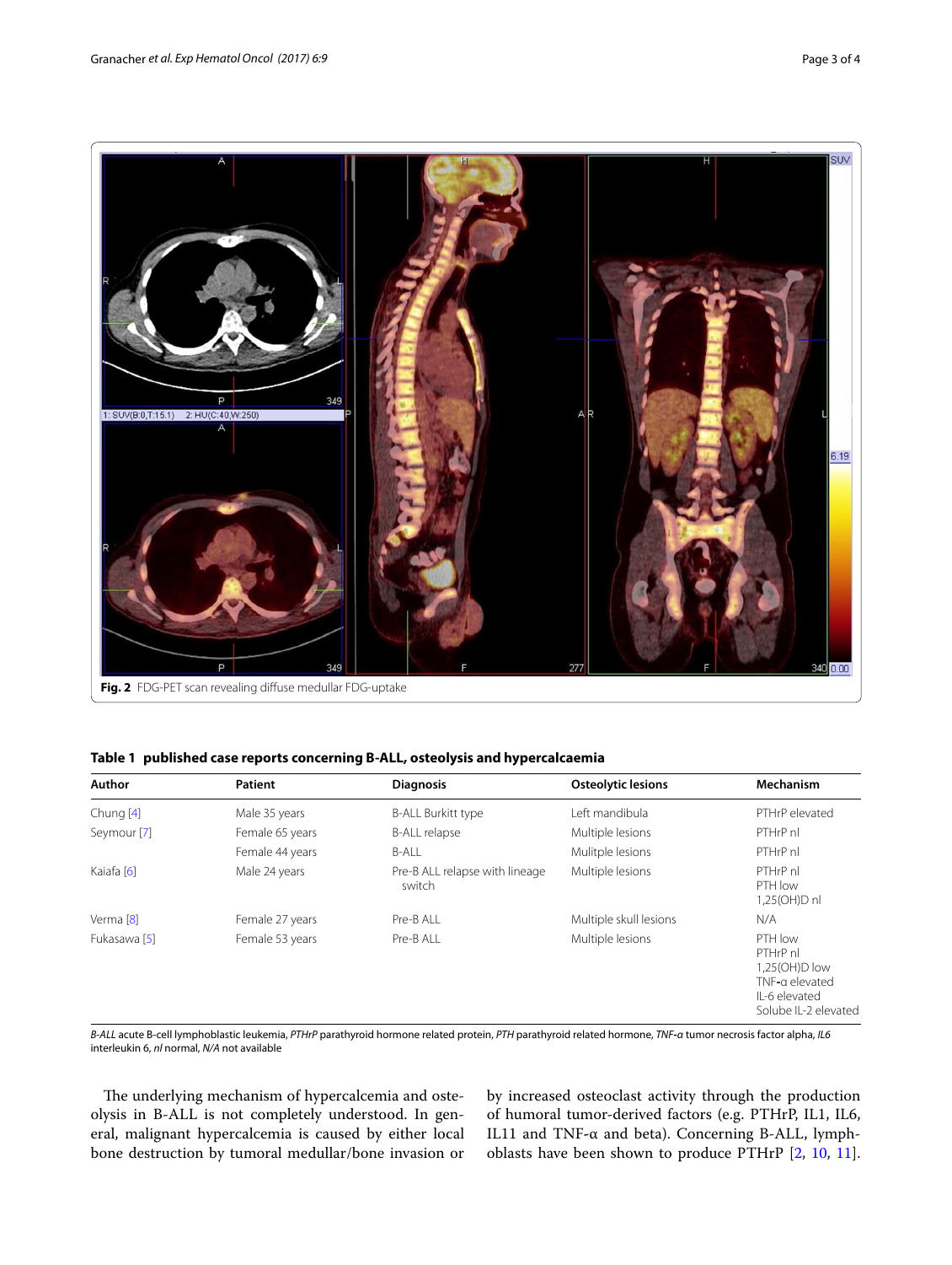Fig. 2 FDG-PET scan revealing diffuse medullar FDG-uptake

**Table 1 published case reports concerning B-ALL, osteolysis and hypercalcaemia**

| Author | Patient | Diagnosis | Osteolytic lesions | Mechanism |
|---|---|---|---|---|
| Chung [4] | Male 35 years | B-ALL Burkitt type | Left mandibula | PTHrP elevated |
| Seymour [7] | Female 65 years | B-ALL relapse | Multiple lesions | PTHrP nl |
| | Female 44 years | B-ALL | Mulitple lesions | PTHrP nl |
| Kaiafa [6] | Male 24 years | Pre-B ALL relapse with lineage switch | Multiple lesions | PTHrP nl<br>PTH low<br>1,25(OH)D nl |
| Verma [8] | Female 27 years | Pre-B ALL | Multiple skull lesions | N/A |
| Fukasawa [5] | Female 53 years | Pre-B ALL | Multiple lesions | PTH low<br>PTHrP nl<br>1,25(OH)D low<br>TNF-α elevated<br>IL-6 elevated<br>Solube IL-2 elevated |

*B-ALL* acute B-cell lymphoblastic leukemia, *PTHrP* parathyroid hormone related protein, *PTH* parathyroid related hormone, *TNF-α* tumor necrosis factor alpha, *IL6* interleukin 6, *nl* normal, *N/A* not available

The underlying mechanism of hypercalcemia and osteolysis in B-ALL is not completely understood. In general, malignant hypercalcemia is caused by either local bone destruction by tumoral medullar/bone invasion or by increased osteoclast activity through the production of humoral tumor-derived factors (e.g. PTHrP, IL1, IL6, IL11 and TNF-α and beta). Concerning B-ALL, lymphoblasts have been shown to produce PTHrP [2, 10, 11].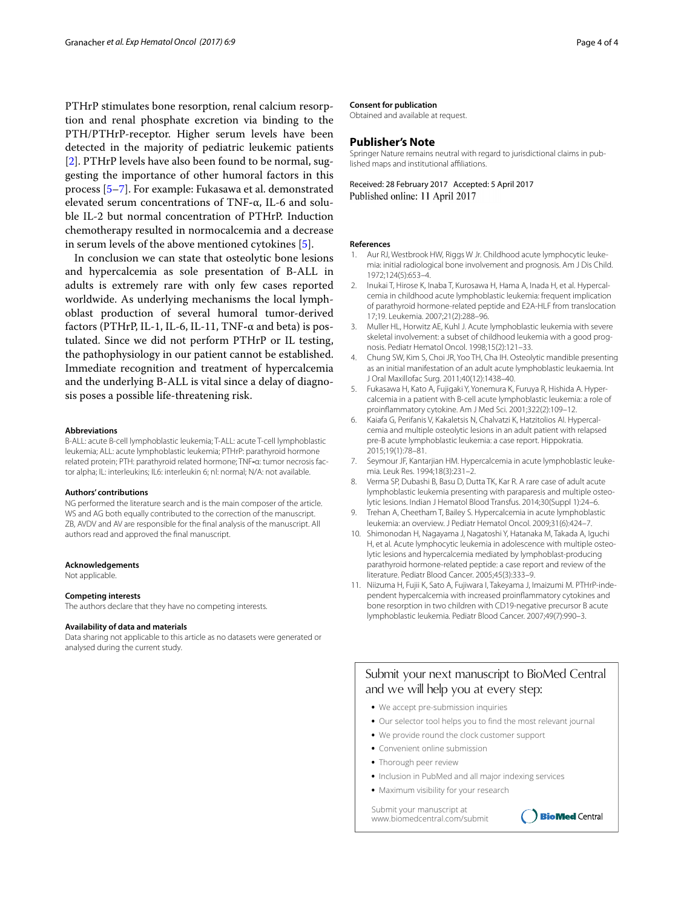PTHrP stimulates bone resorption, renal calcium resorption and renal phosphate excretion via binding to the PTH/PTHrP-receptor. Higher serum levels have been detected in the majority of pediatric leukemic patients [2]. PTHrP levels have also been found to be normal, suggesting the importance of other humoral factors in this process [5–7]. For example: Fukasawa et al. demonstrated elevated serum concentrations of TNF-α, IL-6 and soluble IL-2 but normal concentration of PTHrP. Induction chemotherapy resulted in normocalcemia and a decrease in serum levels of the above mentioned cytokines [5].

In conclusion we can state that osteolytic bone lesions and hypercalcemia as sole presentation of B-ALL in adults is extremely rare with only few cases reported worldwide. As underlying mechanisms the local lymphoblast production of several humoral tumor-derived factors (PTHrP, IL-1, IL-6, IL-11, TNF-α and beta) is postulated. Since we did not perform PTHrP or IL testing, the pathophysiology in our patient cannot be established. Immediate recognition and treatment of hypercalcemia and the underlying B-ALL is vital since a delay of diagnosis poses a possible life-threatening risk.

#### Abbreviations

B-ALL: acute B-cell lymphoblastic leukemia; T-ALL: acute T-cell lymphoblastic leukemia; ALL: acute lymphoblastic leukemia; PTHrP: parathyroid hormone related protein; PTH: parathyroid related hormone; TNF-α: tumor necrosis factor alpha; IL: interleukins; IL6: interleukin 6; nl: normal; N/A: not available.

#### Authors' contributions

NG performed the literature search and is the main composer of the article. WS and AG both equally contributed to the correction of the manuscript. ZB, AVDV and AV are responsible for the final analysis of the manuscript. All authors read and approved the final manuscript.

#### Acknowledgements

Not applicable.

#### Competing interests

The authors declare that they have no competing interests.

#### Availability of data and materials

Data sharing not applicable to this article as no datasets were generated or analysed during the current study.

#### Consent for publication

Obtained and available at request.

### Publisher's Note

Springer Nature remains neutral with regard to jurisdictional claims in published maps and institutional affiliations.

Received: 28 February 2017 Accepted: 5 April 2017
Published online: 11 April 2017

#### References

1. Aur RJ, Westbrook HW, Riggs W Jr. Childhood acute lymphocytic leukemia: initial radiological bone involvement and prognosis. Am J Dis Child. 1972;124(5):653–4.
2. Inukai T, Hirose K, Inaba T, Kurosawa H, Hama A, Inada H, et al. Hypercalcemia in childhood acute lymphoblastic leukemia: frequent implication of parathyroid hormone-related peptide and E2A-HLF from translocation 17;19. Leukemia. 2007;21(2):288–96.
3. Muller HL, Horwitz AE, Kuhl J. Acute lymphoblastic leukemia with severe skeletal involvement: a subset of childhood leukemia with a good prognosis. Pediatr Hematol Oncol. 1998;15(2):121–33.
4. Chung SW, Kim S, Choi JR, Yoo TH, Cha IH. Osteolytic mandible presenting as an initial manifestation of an adult acute lymphoblastic leukaemia. Int J Oral Maxillofac Surg. 2011;40(12):1438–40.
5. Fukasawa H, Kato A, Fujigaki Y, Yonemura K, Furuya R, Hishida A. Hypercalcemia in a patient with B-cell acute lymphoblastic leukemia: a role of proinflammatory cytokine. Am J Med Sci. 2001;322(2):109–12.
6. Kaiafa G, Perifanis V, Kakaletsis N, Chalvatzi K, Hatzitolios AI. Hypercalcemia and multiple osteolytic lesions in an adult patient with relapsed pre-B acute lymphoblastic leukemia: a case report. Hippokratia. 2015;19(1):78–81.
7. Seymour JF, Kantarjian HM. Hypercalcemia in acute lymphoblastic leukemia. Leuk Res. 1994;18(3):231–2.
8. Verma SP, Dubashi B, Basu D, Dutta TK, Kar R. A rare case of adult acute lymphoblastic leukemia presenting with paraparesis and multiple osteolytic lesions. Indian J Hematol Blood Transfus. 2014;30(Suppl 1):24–6.
9. Trehan A, Cheetham T, Bailey S. Hypercalcemia in acute lymphoblastic leukemia: an overview. J Pediatr Hematol Oncol. 2009;31(6):424–7.
10. Shimonodan H, Nagayama J, Nagatoshi Y, Hatanaka M, Takada A, Iguchi H, et al. Acute lymphocytic leukemia in adolescence with multiple osteolytic lesions and hypercalcemia mediated by lymphoblast-producing parathyroid hormone-related peptide: a case report and review of the literature. Pediatr Blood Cancer. 2005;45(3):333–9.
11. Niizuma H, Fujii K, Sato A, Fujiwara I, Takeyama J, Imaizumi M. PTHrP-independent hypercalcemia with increased proinflammatory cytokines and bone resorption in two children with CD19-negative precursor B acute lymphoblastic leukemia. Pediatr Blood Cancer. 2007;49(7):990–3.